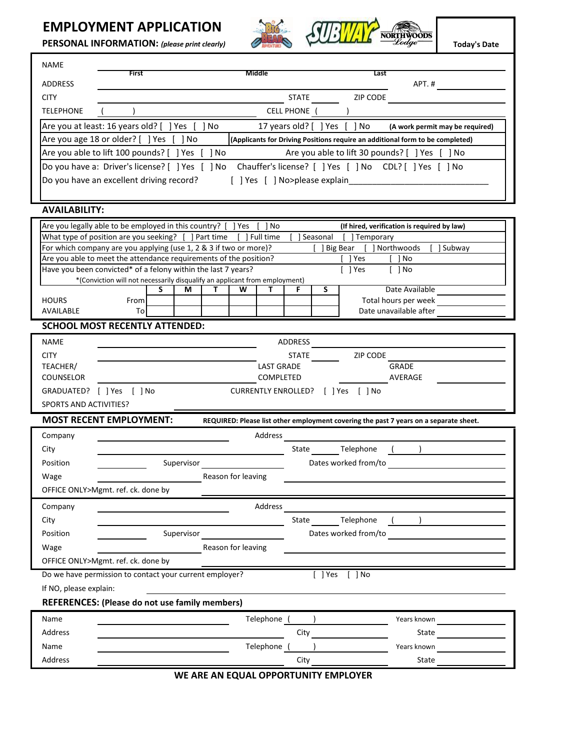# EMPLOYMENT APPLICATION

**PERSONAL INFORMATION:** *(please print clearly)*

**Today's Date**

NAME ______________________ First ______________________ Middle ______________________ Last

ADDRESS ______________________ APT. # ________

CITY ______________________ STATE ______ ZIP CODE ________

TELEPHONE ( ) ______________________ CELL PHONE ( ) ______________________

Are you at least: 16 years old? [ ] Yes [ ] No 17 years old? [ ] Yes [ ] No **(A work permit may be required)**

Are you age 18 or older? [ ] Yes [ ] No **(Applicants for Driving Positions require an additional form to be completed)**

Are you able to lift 100 pounds? [ ] Yes [ ] No Are you able to lift 30 pounds? [ ] Yes [ ] No

Do you have a: Driver's license? [ ] Yes [ ] No Chauffer's license? [ ] Yes [ ] No CDL? [ ] Yes [ ] No

Do you have an excellent driving record? [ ] Yes [ ] No>please explain______________________________

## AVAILABILITY:

Are you legally able to be employed in this country? [ ] Yes [ ] No **(If hired, verification is required by law)**

What type of position are you seeking? [ ] Part time [ ] Full time [ ] Seasonal [ ] Temporary

For which company are you applying (use 1, 2 & 3 if two or more)? [ ] Big Bear [ ] Northwoods [ ] Subway

Are you able to meet the attendance requirements of the position? [ ] Yes [ ] No

Have you been convicted* of a felony within the last 7 years? [ ] Yes [ ] No

*(Conviction will not necessarily disqualify an applicant from employment)

| HOURS AVAILABLE | S | M | T | W | T | F | S |
|---|---|---|---|---|---|---|---|
| From | | | | | | | |
| To | | | | | | | |

Date Available ________

Total hours per week ________

Date unavailable after ________

## SCHOOL MOST RECENTLY ATTENDED:

NAME ______________________ ADDRESS ______________________

CITY ______________________ STATE ______ ZIP CODE ________

TEACHER/ COUNSELOR ______________________ LAST GRADE COMPLETED ________ GRADE AVERAGE ________

GRADUATED? [ ] Yes [ ] No CURRENTLY ENROLLED? [ ] Yes [ ] No

SPORTS AND ACTIVITIES? ______________________

## MOST RECENT EMPLOYMENT:

**REQUIRED: Please list other employment covering the past 7 years on a separate sheet.**

Company ______________________ Address ______________________

City ______________________ State ______ Telephone ( ) ________

Position ________ Supervisor ________ Dates worked from/to ________

Wage ________ Reason for leaving ______________________

OFFICE ONLY>Mgmt. ref. ck. done by ______________________

Company ______________________ Address ______________________

City ______________________ State ______ Telephone ( ) ________

Position ________ Supervisor ________ Dates worked from/to ________

Wage ________ Reason for leaving ______________________

OFFICE ONLY>Mgmt. ref. ck. done by ______________________

Do we have permission to contact your current employer? [ ] Yes [ ] No

If NO, please explain: ______________________

## REFERENCES: (Please do not use family members)

Name ______________________ Telephone ( ) ________ Years known ________

Address ______________________ City ________ State ________

Name ______________________ Telephone ( ) ________ Years known ________

Address ______________________ City ________ State ________

**WE ARE AN EQUAL OPPORTUNITY EMPLOYER**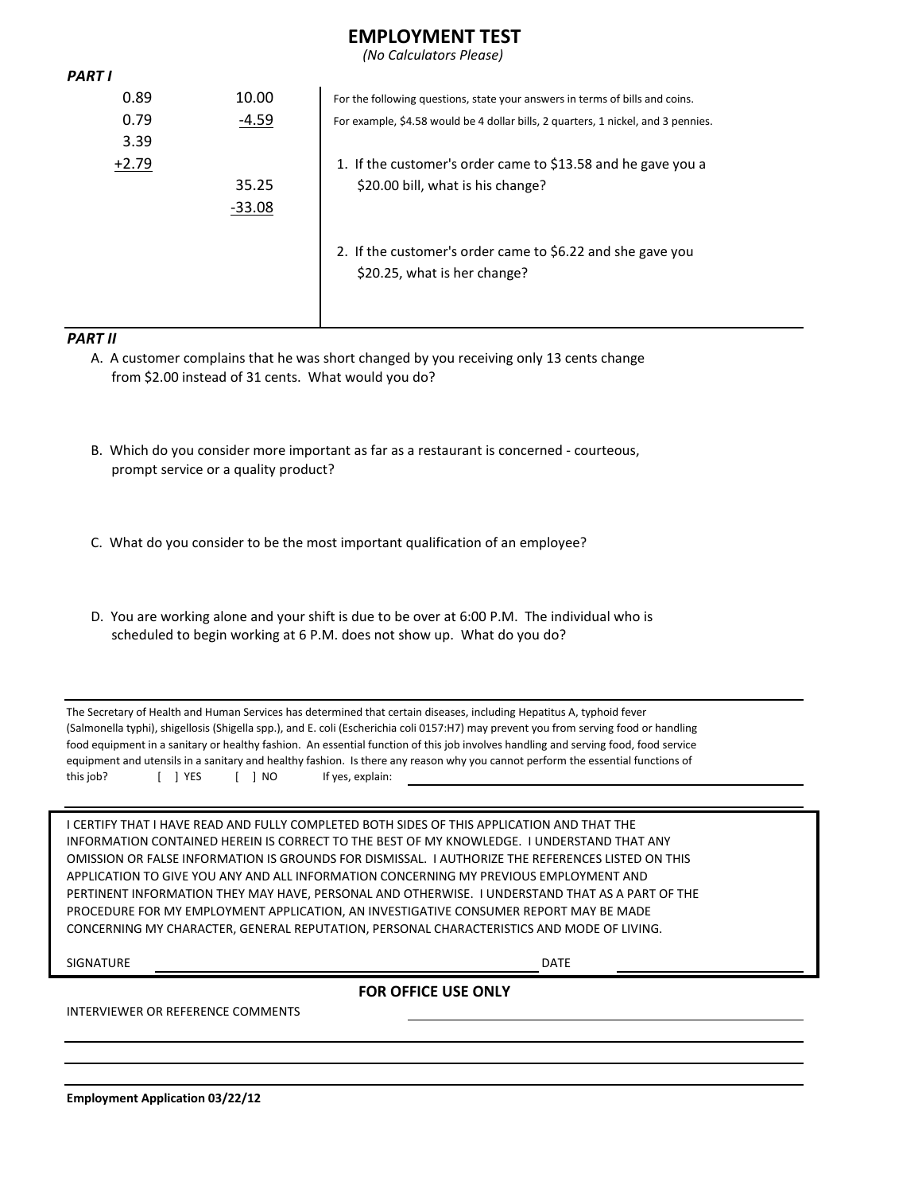# EMPLOYMENT TEST

*(No Calculators Please)*

***PART I***

|  |  |
|---|---|
| 0.89 | 10.00 |
| 0.79 | -4.59 |
| 3.39 | |
| +2.79 | |
| | 35.25 |
| | -33.08 |

For the following questions, state your answers in terms of bills and coins.

For example, $4.58 would be 4 dollar bills, 2 quarters, 1 nickel, and 3 pennies.

1. If the customer's order came to $13.58 and he gave you a $20.00 bill, what is his change?

2. If the customer's order came to $6.22 and she gave you $20.25, what is her change?

***PART II***

A. A customer complains that he was short changed by you receiving only 13 cents change from $2.00 instead of 31 cents. What would you do?

B. Which do you consider more important as far as a restaurant is concerned - courteous, prompt service or a quality product?

C. What do you consider to be the most important qualification of an employee?

D. You are working alone and your shift is due to be over at 6:00 P.M. The individual who is scheduled to begin working at 6 P.M. does not show up. What do you do?

---

The Secretary of Health and Human Services has determined that certain diseases, including Hepatitus A, typhoid fever (Salmonella typhi), shigellosis (Shigella spp.), and E. coli (Escherichia coli 0157:H7) may prevent you from serving food or handling food equipment in a sanitary or healthy fashion. An essential function of this job involves handling and serving food, food service equipment and utensils in a sanitary and healthy fashion. Is there any reason why you cannot perform the essential functions of this job? [ ] YES [ ] NO If yes, explain: ____________________

---

I CERTIFY THAT I HAVE READ AND FULLY COMPLETED BOTH SIDES OF THIS APPLICATION AND THAT THE INFORMATION CONTAINED HEREIN IS CORRECT TO THE BEST OF MY KNOWLEDGE. I UNDERSTAND THAT ANY OMISSION OR FALSE INFORMATION IS GROUNDS FOR DISMISSAL. I AUTHORIZE THE REFERENCES LISTED ON THIS APPLICATION TO GIVE YOU ANY AND ALL INFORMATION CONCERNING MY PREVIOUS EMPLOYMENT AND PERTINENT INFORMATION THEY MAY HAVE, PERSONAL AND OTHERWISE. I UNDERSTAND THAT AS A PART OF THE PROCEDURE FOR MY EMPLOYMENT APPLICATION, AN INVESTIGATIVE CONSUMER REPORT MAY BE MADE CONCERNING MY CHARACTER, GENERAL REPUTATION, PERSONAL CHARACTERISTICS AND MODE OF LIVING.

SIGNATURE ____________________ DATE ____________________

**FOR OFFICE USE ONLY**

INTERVIEWER OR REFERENCE COMMENTS ____________________

**Employment Application 03/22/12**